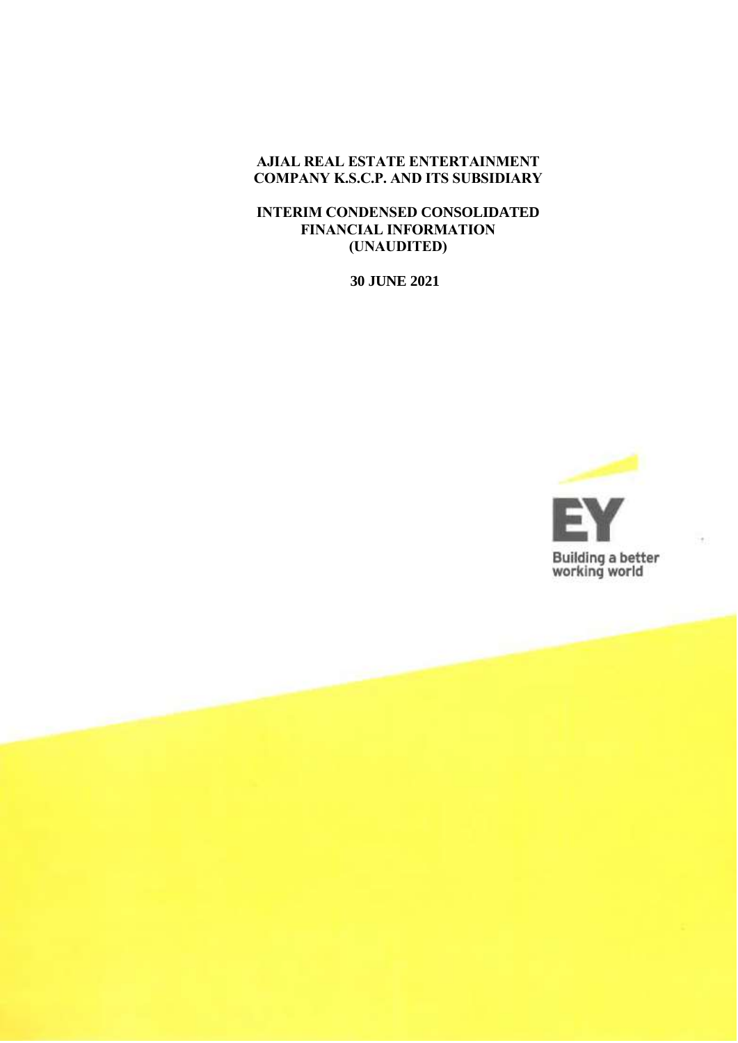# AJIAL REAL ESTATE ENTERTAINMENT COMPANY K.S.C.P. AND ITS SUBSIDIARY

## INTERIM CONDENSED CONSOLIDATED FINANCIAL INFORMATION (UNAUDITED)

**30 JUNE 2021**

EY

Building a better working world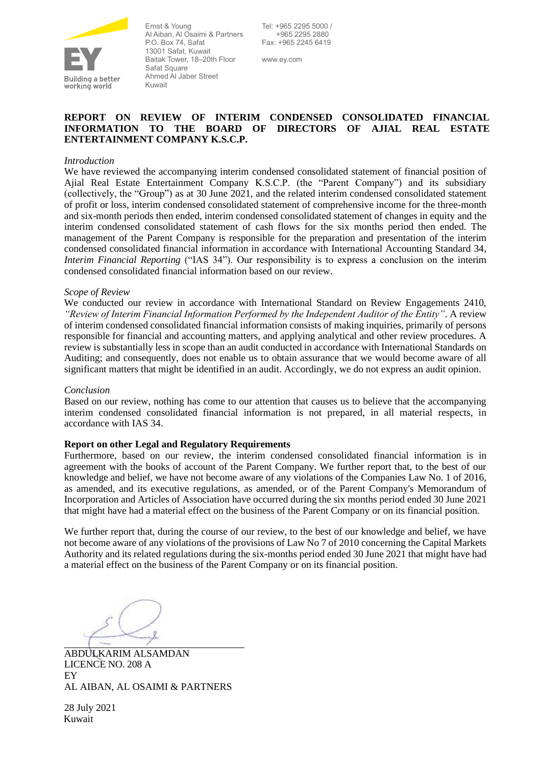Ernst & Young
Al Aiban, Al Osaimi & Partners
P.O. Box 74, Safat
13001 Safat, Kuwait
Baitak Tower, 18–20th Floor
Safat Square
Ahmed Al Jaber Street
Kuwait

Tel: +965 2295 5000 /
+965 2295 2880
Fax: +965 2245 6419

www.ey.com

**REPORT ON REVIEW OF INTERIM CONDENSED CONSOLIDATED FINANCIAL INFORMATION TO THE BOARD OF DIRECTORS OF AJIAL REAL ESTATE ENTERTAINMENT COMPANY K.S.C.P.**

*Introduction*

We have reviewed the accompanying interim condensed consolidated statement of financial position of Ajial Real Estate Entertainment Company K.S.C.P. (the "Parent Company") and its subsidiary (collectively, the "Group") as at 30 June 2021, and the related interim condensed consolidated statement of profit or loss, interim condensed consolidated statement of comprehensive income for the three-month and six-month periods then ended, interim condensed consolidated statement of changes in equity and the interim condensed consolidated statement of cash flows for the six months period then ended. The management of the Parent Company is responsible for the preparation and presentation of the interim condensed consolidated financial information in accordance with International Accounting Standard 34, *Interim Financial Reporting* ("IAS 34"). Our responsibility is to express a conclusion on the interim condensed consolidated financial information based on our review.

*Scope of Review*

We conducted our review in accordance with International Standard on Review Engagements 2410, *"Review of Interim Financial Information Performed by the Independent Auditor of the Entity"*. A review of interim condensed consolidated financial information consists of making inquiries, primarily of persons responsible for financial and accounting matters, and applying analytical and other review procedures. A review is substantially less in scope than an audit conducted in accordance with International Standards on Auditing; and consequently, does not enable us to obtain assurance that we would become aware of all significant matters that might be identified in an audit. Accordingly, we do not express an audit opinion.

*Conclusion*

Based on our review, nothing has come to our attention that causes us to believe that the accompanying interim condensed consolidated financial information is not prepared, in all material respects, in accordance with IAS 34.

**Report on other Legal and Regulatory Requirements**

Furthermore, based on our review, the interim condensed consolidated financial information is in agreement with the books of account of the Parent Company. We further report that, to the best of our knowledge and belief, we have not become aware of any violations of the Companies Law No. 1 of 2016, as amended, and its executive regulations, as amended, or of the Parent Company's Memorandum of Incorporation and Articles of Association have occurred during the six months period ended 30 June 2021 that might have had a material effect on the business of the Parent Company or on its financial position.

We further report that, during the course of our review, to the best of our knowledge and belief, we have not become aware of any violations of the provisions of Law No 7 of 2010 concerning the Capital Markets Authority and its related regulations during the six-months period ended 30 June 2021 that might have had a material effect on the business of the Parent Company or on its financial position.

ABDULKARIM ALSAMDAN
LICENCE NO. 208 A
EY
AL AIBAN, AL OSAIMI & PARTNERS

28 July 2021
Kuwait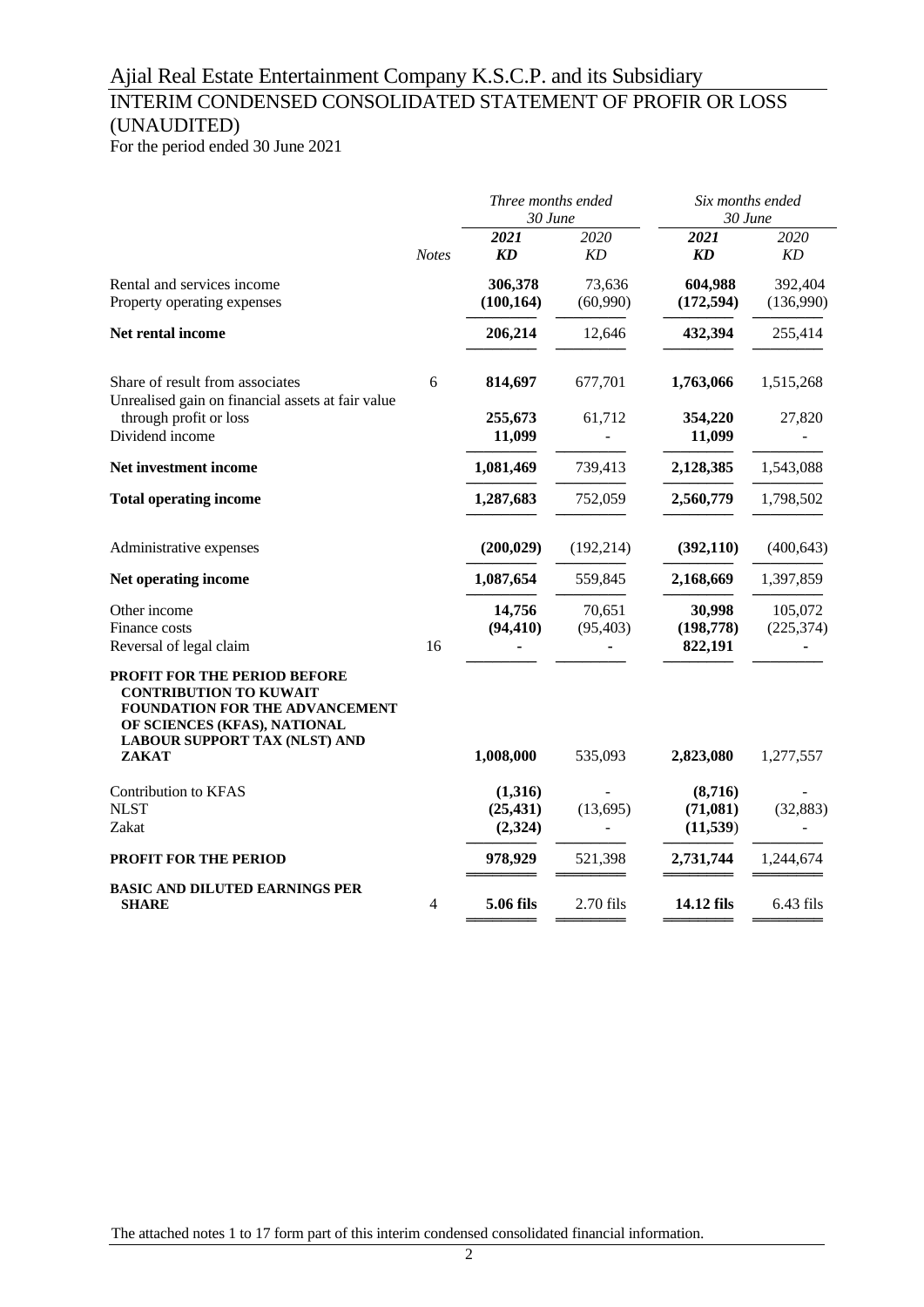# Ajial Real Estate Entertainment Company K.S.C.P. and its Subsidiary

## INTERIM CONDENSED CONSOLIDATED STATEMENT OF PROFIR OR LOSS (UNAUDITED)

For the period ended 30 June 2021

| | | *Three months ended 30 June* | | *Six months ended 30 June* | |
|---|---|---|---|---|---|
| | *Notes* | ***2021*** ***KD*** | *2020* *KD* | ***2021*** ***KD*** | *2020* *KD* |
| Rental and services income | | **306,378** | 73,636 | **604,988** | 392,404 |
| Property operating expenses | | **(100,164)** | (60,990) | **(172,594)** | (136,990) |
| **Net rental income** | | **206,214** | 12,646 | **432,394** | 255,414 |
| Share of result from associates | 6 | **814,697** | 677,701 | **1,763,066** | 1,515,268 |
| Unrealised gain on financial assets at fair value through profit or loss | | **255,673** | 61,712 | **354,220** | 27,820 |
| Dividend income | | **11,099** | - | **11,099** | - |
| **Net investment income** | | **1,081,469** | 739,413 | **2,128,385** | 1,543,088 |
| **Total operating income** | | **1,287,683** | 752,059 | **2,560,779** | 1,798,502 |
| Administrative expenses | | **(200,029)** | (192,214) | **(392,110)** | (400,643) |
| **Net operating income** | | **1,087,654** | 559,845 | **2,168,669** | 1,397,859 |
| Other income | | **14,756** | 70,651 | **30,998** | 105,072 |
| Finance costs | | **(94,410)** | (95,403) | **(198,778)** | (225,374) |
| Reversal of legal claim | 16 | **-** | - | **822,191** | - |
| **PROFIT FOR THE PERIOD BEFORE CONTRIBUTION TO KUWAIT FOUNDATION FOR THE ADVANCEMENT OF SCIENCES (KFAS), NATIONAL LABOUR SUPPORT TAX (NLST) AND ZAKAT** | | **1,008,000** | 535,093 | **2,823,080** | 1,277,557 |
| Contribution to KFAS | | **(1,316)** | - | **(8,716)** | - |
| NLST | | **(25,431)** | (13,695) | **(71,081)** | (32,883) |
| Zakat | | **(2,324)** | - | **(11,539)** | - |
| **PROFIT FOR THE PERIOD** | | **978,929** | 521,398 | **2,731,744** | 1,244,674 |
| **BASIC AND DILUTED EARNINGS PER SHARE** | 4 | **5.06 fils** | 2.70 fils | **14.12 fils** | 6.43 fils |

The attached notes 1 to 17 form part of this interim condensed consolidated financial information.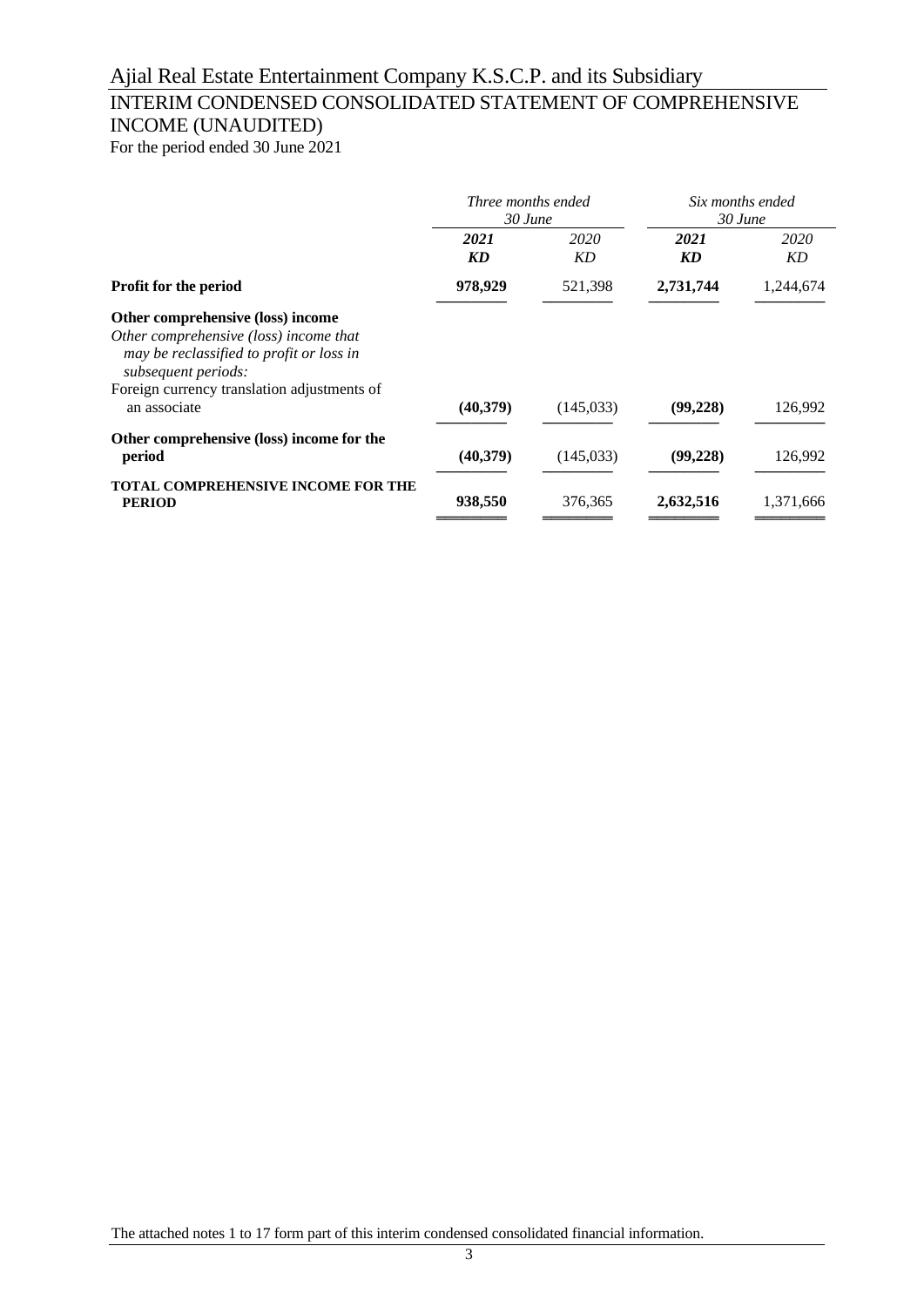# Ajial Real Estate Entertainment Company K.S.C.P. and its Subsidiary

## INTERIM CONDENSED CONSOLIDATED STATEMENT OF COMPREHENSIVE INCOME (UNAUDITED)

For the period ended 30 June 2021

| | *Three months ended 30 June* | | *Six months ended 30 June* | |
|---|---|---|---|---|
| | ***2021*** | *2020* | ***2021*** | *2020* |
| | ***KD*** | *KD* | ***KD*** | *KD* |
| **Profit for the period** | **978,929** | 521,398 | **2,731,744** | 1,244,674 |
| **Other comprehensive (loss) income** | | | | |
| *Other comprehensive (loss) income that may be reclassified to profit or loss in subsequent periods:* | | | | |
| Foreign currency translation adjustments of an associate | **(40,379)** | (145,033) | **(99,228)** | 126,992 |
| **Other comprehensive (loss) income for the period** | **(40,379)** | (145,033) | **(99,228)** | 126,992 |
| **TOTAL COMPREHENSIVE INCOME FOR THE PERIOD** | **938,550** | 376,365 | **2,632,516** | 1,371,666 |

The attached notes 1 to 17 form part of this interim condensed consolidated financial information.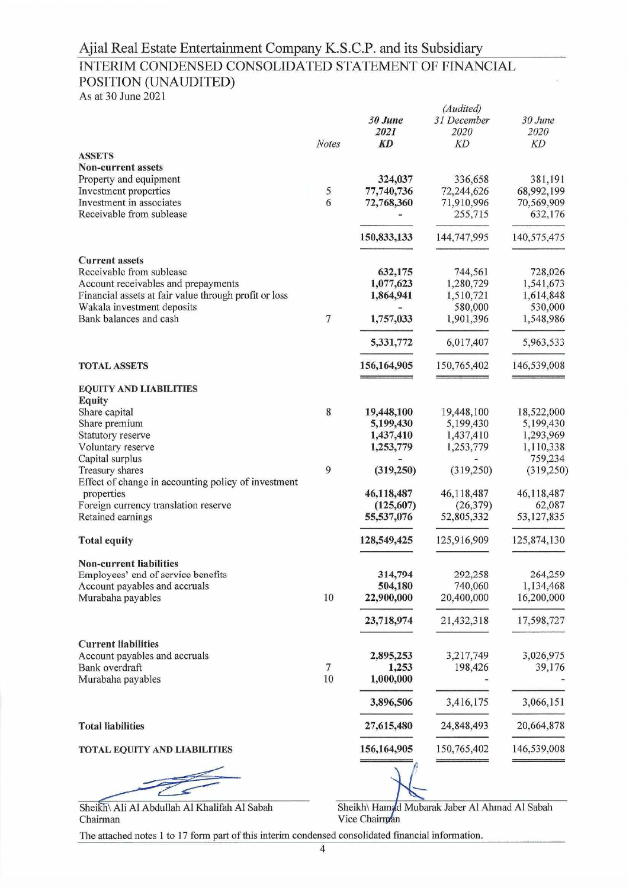# Ajial Real Estate Entertainment Company K.S.C.P. and its Subsidiary

## INTERIM CONDENSED CONSOLIDATED STATEMENT OF FINANCIAL POSITION (UNAUDITED)

As at 30 June 2021

| | Notes | *30 June 2021* *KD* | *(Audited)* *31 December 2020* *KD* | *30 June 2020* *KD* |
|---|---|---|---|---|
| **ASSETS** | | | | |
| **Non-current assets** | | | | |
| Property and equipment | | **324,037** | 336,658 | 381,191 |
| Investment properties | 5 | **77,740,736** | 72,244,626 | 68,992,199 |
| Investment in associates | 6 | **72,768,360** | 71,910,996 | 70,569,909 |
| Receivable from sublease | | **-** | 255,715 | 632,176 |
| | | **150,833,133** | 144,747,995 | 140,575,475 |
| **Current assets** | | | | |
| Receivable from sublease | | **632,175** | 744,561 | 728,026 |
| Account receivables and prepayments | | **1,077,623** | 1,280,729 | 1,541,673 |
| Financial assets at fair value through profit or loss | | **1,864,941** | 1,510,721 | 1,614,848 |
| Wakala investment deposits | | **-** | 580,000 | 530,000 |
| Bank balances and cash | 7 | **1,757,033** | 1,901,396 | 1,548,986 |
| | | **5,331,772** | 6,017,407 | 5,963,533 |
| **TOTAL ASSETS** | | **156,164,905** | 150,765,402 | 146,539,008 |
| **EQUITY AND LIABILITIES** | | | | |
| **Equity** | | | | |
| Share capital | 8 | **19,448,100** | 19,448,100 | 18,522,000 |
| Share premium | | **5,199,430** | 5,199,430 | 5,199,430 |
| Statutory reserve | | **1,437,410** | 1,437,410 | 1,293,969 |
| Voluntary reserve | | **1,253,779** | 1,253,779 | 1,110,338 |
| Capital surplus | | **-** | - | 759,234 |
| Treasury shares | 9 | **(319,250)** | (319,250) | (319,250) |
| Effect of change in accounting policy of investment properties | | **46,118,487** | 46,118,487 | 46,118,487 |
| Foreign currency translation reserve | | **(125,607)** | (26,379) | 62,087 |
| Retained earnings | | **55,537,076** | 52,805,332 | 53,127,835 |
| **Total equity** | | **128,549,425** | 125,916,909 | 125,874,130 |
| **Non-current liabilities** | | | | |
| Employees' end of service benefits | | **314,794** | 292,258 | 264,259 |
| Account payables and accruals | | **504,180** | 740,060 | 1,134,468 |
| Murabaha payables | 10 | **22,900,000** | 20,400,000 | 16,200,000 |
| | | **23,718,974** | 21,432,318 | 17,598,727 |
| **Current liabilities** | | | | |
| Account payables and accruals | | **2,895,253** | 3,217,749 | 3,026,975 |
| Bank overdraft | 7 | **1,253** | 198,426 | 39,176 |
| Murabaha payables | 10 | **1,000,000** | - | - |
| | | **3,896,506** | 3,416,175 | 3,066,151 |
| **Total liabilities** | | **27,615,480** | 24,848,493 | 20,664,878 |
| **TOTAL EQUITY AND LIABILITIES** | | **156,164,905** | 150,765,402 | 146,539,008 |

Sheikh\ Ali Al Abdullah Al Khalifah Al Sabah
Chairman

Sheikh\ Hamad Mubarak Jaber Al Ahmad Al Sabah
Vice Chairman

The attached notes 1 to 17 form part of this interim condensed consolidated financial information.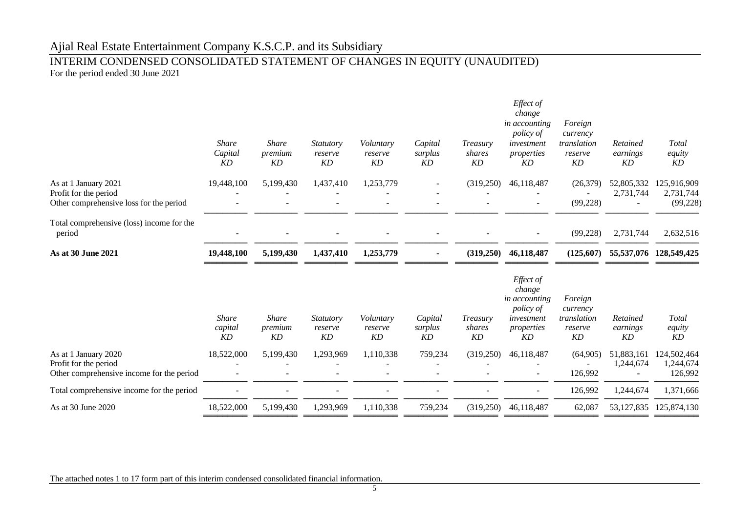# Ajial Real Estate Entertainment Company K.S.C.P. and its Subsidiary

## INTERIM CONDENSED CONSOLIDATED STATEMENT OF CHANGES IN EQUITY (UNAUDITED)

For the period ended 30 June 2021

| | *Share Capital KD* | *Share premium KD* | *Statutory reserve KD* | *Voluntary reserve KD* | *Capital surplus KD* | *Treasury shares KD* | *Effect of change in accounting policy of investment properties KD* | *Foreign currency translation reserve KD* | *Retained earnings KD* | *Total equity KD* |
|---|---|---|---|---|---|---|---|---|---|---|
| As at 1 January 2021 | 19,448,100 | 5,199,430 | 1,437,410 | 1,253,779 | - | (319,250) | 46,118,487 | (26,379) | 52,805,332 | 125,916,909 |
| Profit for the period | - | - | - | - | - | - | - | - | 2,731,744 | 2,731,744 |
| Other comprehensive loss for the period | - | - | - | - | - | - | - | (99,228) | - | (99,228) |
| Total comprehensive (loss) income for the period | - | - | - | - | - | - | - | (99,228) | 2,731,744 | 2,632,516 |
| **As at 30 June 2021** | **19,448,100** | **5,199,430** | **1,437,410** | **1,253,779** | - | **(319,250)** | **46,118,487** | **(125,607)** | **55,537,076** | **128,549,425** |

| | *Share capital KD* | *Share premium KD* | *Statutory reserve KD* | *Voluntary reserve KD* | *Capital surplus KD* | *Treasury shares KD* | *Effect of change in accounting policy of investment properties KD* | *Foreign currency translation reserve KD* | *Retained earnings KD* | *Total equity KD* |
|---|---|---|---|---|---|---|---|---|---|---|
| As at 1 January 2020 | 18,522,000 | 5,199,430 | 1,293,969 | 1,110,338 | 759,234 | (319,250) | 46,118,487 | (64,905) | 51,883,161 | 124,502,464 |
| Profit for the period | - | - | - | - | - | - | - | - | 1,244,674 | 1,244,674 |
| Other comprehensive income for the period | - | - | - | - | - | - | - | 126,992 | - | 126,992 |
| Total comprehensive income for the period | - | - | - | - | - | - | - | 126,992 | 1,244,674 | 1,371,666 |
| As at 30 June 2020 | 18,522,000 | 5,199,430 | 1,293,969 | 1,110,338 | 759,234 | (319,250) | 46,118,487 | 62,087 | 53,127,835 | 125,874,130 |

The attached notes 1 to 17 form part of this interim condensed consolidated financial information.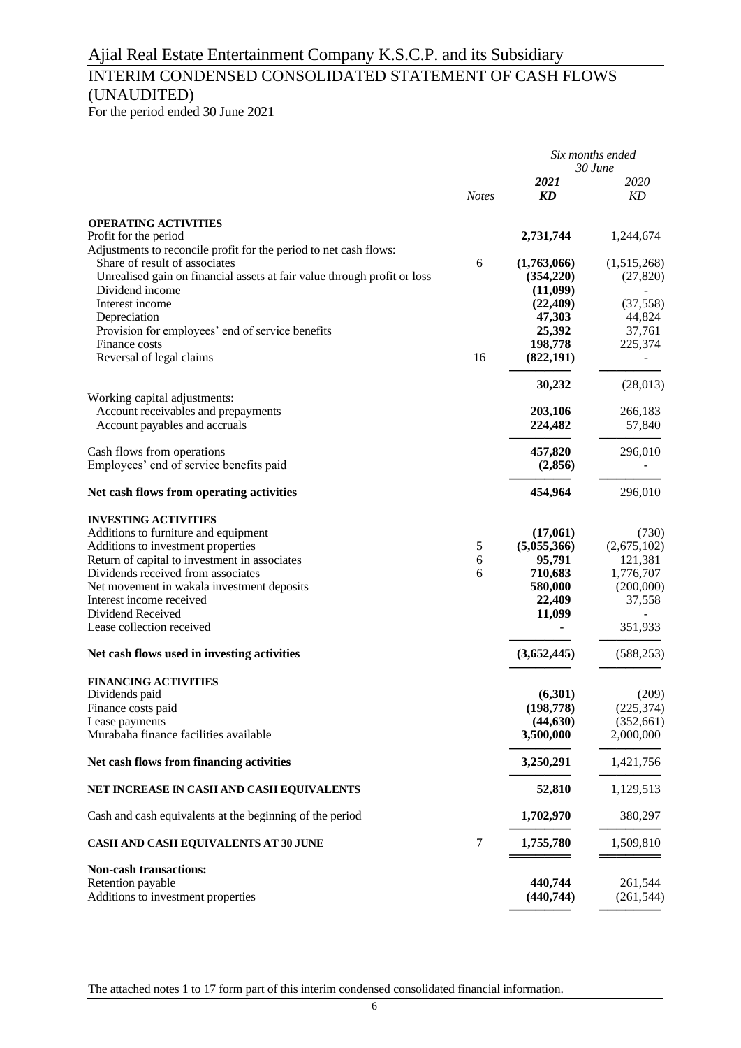# Ajial Real Estate Entertainment Company K.S.C.P. and its Subsidiary

## INTERIM CONDENSED CONSOLIDATED STATEMENT OF CASH FLOWS (UNAUDITED)

For the period ended 30 June 2021

| | | *Six months ended 30 June* | |
|---|---|---|---|
| | | ***2021*** | *2020* |
| | *Notes* | ***KD*** | *KD* |
| **OPERATING ACTIVITIES** | | | |
| Profit for the period | | **2,731,744** | 1,244,674 |
| Adjustments to reconcile profit for the period to net cash flows: | | | |
| Share of result of associates | 6 | **(1,763,066)** | (1,515,268) |
| Unrealised gain on financial assets at fair value through profit or loss | | **(354,220)** | (27,820) |
| Dividend income | | **(11,099)** | - |
| Interest income | | **(22,409)** | (37,558) |
| Depreciation | | **47,303** | 44,824 |
| Provision for employees' end of service benefits | | **25,392** | 37,761 |
| Finance costs | | **198,778** | 225,374 |
| Reversal of legal claims | 16 | **(822,191)** | - |
| | | **30,232** | (28,013) |
| Working capital adjustments: | | | |
| Account receivables and prepayments | | **203,106** | 266,183 |
| Account payables and accruals | | **224,482** | 57,840 |
| Cash flows from operations | | **457,820** | 296,010 |
| Employees' end of service benefits paid | | **(2,856)** | - |
| **Net cash flows from operating activities** | | **454,964** | 296,010 |
| **INVESTING ACTIVITIES** | | | |
| Additions to furniture and equipment | | **(17,061)** | (730) |
| Additions to investment properties | 5 | **(5,055,366)** | (2,675,102) |
| Return of capital to investment in associates | 6 | **95,791** | 121,381 |
| Dividends received from associates | 6 | **710,683** | 1,776,707 |
| Net movement in wakala investment deposits | | **580,000** | (200,000) |
| Interest income received | | **22,409** | 37,558 |
| Dividend Received | | **11,099** | - |
| Lease collection received | | - | 351,933 |
| **Net cash flows used in investing activities** | | **(3,652,445)** | (588,253) |
| **FINANCING ACTIVITIES** | | | |
| Dividends paid | | **(6,301)** | (209) |
| Finance costs paid | | **(198,778)** | (225,374) |
| Lease payments | | **(44,630)** | (352,661) |
| Murabaha finance facilities available | | **3,500,000** | 2,000,000 |
| **Net cash flows from financing activities** | | **3,250,291** | 1,421,756 |
| **NET INCREASE IN CASH AND CASH EQUIVALENTS** | | **52,810** | 1,129,513 |
| Cash and cash equivalents at the beginning of the period | | **1,702,970** | 380,297 |
| **CASH AND CASH EQUIVALENTS AT 30 JUNE** | 7 | **1,755,780** | 1,509,810 |
| **Non-cash transactions:** | | | |
| Retention payable | | **440,744** | 261,544 |
| Additions to investment properties | | **(440,744)** | (261,544) |

The attached notes 1 to 17 form part of this interim condensed consolidated financial information.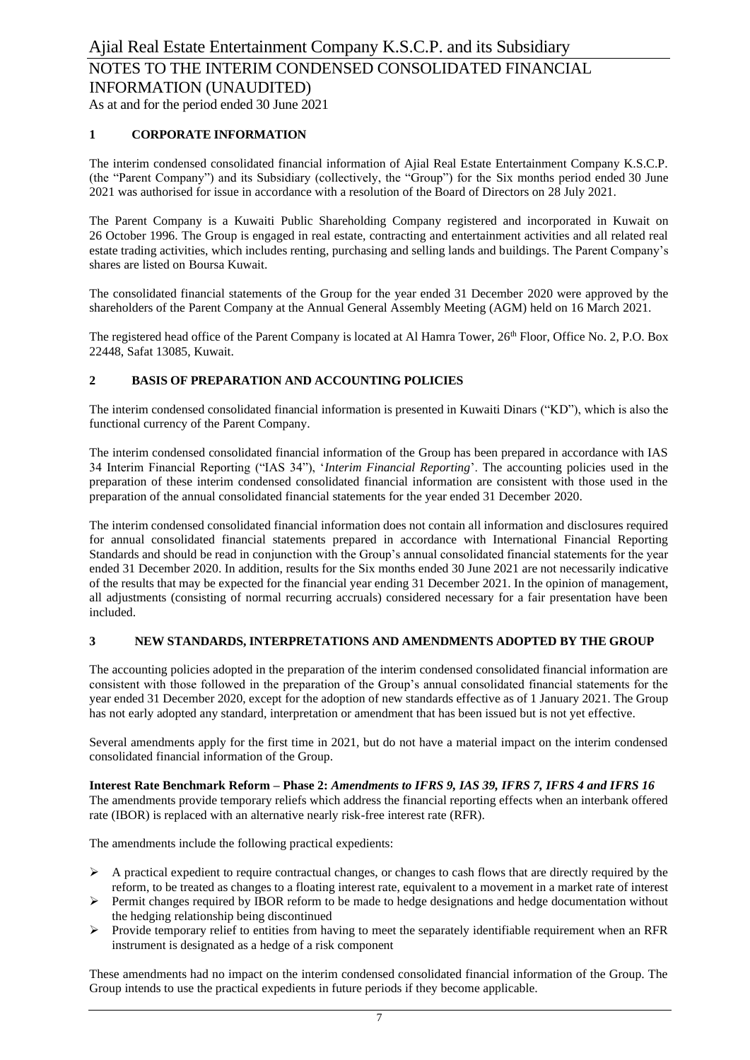## 1 CORPORATE INFORMATION

The interim condensed consolidated financial information of Ajial Real Estate Entertainment Company K.S.C.P. (the "Parent Company") and its Subsidiary (collectively, the "Group") for the Six months period ended 30 June 2021 was authorised for issue in accordance with a resolution of the Board of Directors on 28 July 2021.

The Parent Company is a Kuwaiti Public Shareholding Company registered and incorporated in Kuwait on 26 October 1996. The Group is engaged in real estate, contracting and entertainment activities and all related real estate trading activities, which includes renting, purchasing and selling lands and buildings. The Parent Company's shares are listed on Boursa Kuwait.

The consolidated financial statements of the Group for the year ended 31 December 2020 were approved by the shareholders of the Parent Company at the Annual General Assembly Meeting (AGM) held on 16 March 2021.

The registered head office of the Parent Company is located at Al Hamra Tower, 26th Floor, Office No. 2, P.O. Box 22448, Safat 13085, Kuwait.

## 2 BASIS OF PREPARATION AND ACCOUNTING POLICIES

The interim condensed consolidated financial information is presented in Kuwaiti Dinars ("KD"), which is also the functional currency of the Parent Company.

The interim condensed consolidated financial information of the Group has been prepared in accordance with IAS 34 Interim Financial Reporting ("IAS 34"), '*Interim Financial Reporting*'. The accounting policies used in the preparation of these interim condensed consolidated financial information are consistent with those used in the preparation of the annual consolidated financial statements for the year ended 31 December 2020.

The interim condensed consolidated financial information does not contain all information and disclosures required for annual consolidated financial statements prepared in accordance with International Financial Reporting Standards and should be read in conjunction with the Group's annual consolidated financial statements for the year ended 31 December 2020. In addition, results for the Six months ended 30 June 2021 are not necessarily indicative of the results that may be expected for the financial year ending 31 December 2021. In the opinion of management, all adjustments (consisting of normal recurring accruals) considered necessary for a fair presentation have been included.

## 3 NEW STANDARDS, INTERPRETATIONS AND AMENDMENTS ADOPTED BY THE GROUP

The accounting policies adopted in the preparation of the interim condensed consolidated financial information are consistent with those followed in the preparation of the Group's annual consolidated financial statements for the year ended 31 December 2020, except for the adoption of new standards effective as of 1 January 2021. The Group has not early adopted any standard, interpretation or amendment that has been issued but is not yet effective.

Several amendments apply for the first time in 2021, but do not have a material impact on the interim condensed consolidated financial information of the Group.

**Interest Rate Benchmark Reform – Phase 2:** ***Amendments to IFRS 9, IAS 39, IFRS 7, IFRS 4 and IFRS 16***
The amendments provide temporary reliefs which address the financial reporting effects when an interbank offered rate (IBOR) is replaced with an alternative nearly risk-free interest rate (RFR).

The amendments include the following practical expedients:

- A practical expedient to require contractual changes, or changes to cash flows that are directly required by the reform, to be treated as changes to a floating interest rate, equivalent to a movement in a market rate of interest
- Permit changes required by IBOR reform to be made to hedge designations and hedge documentation without the hedging relationship being discontinued
- Provide temporary relief to entities from having to meet the separately identifiable requirement when an RFR instrument is designated as a hedge of a risk component

These amendments had no impact on the interim condensed consolidated financial information of the Group. The Group intends to use the practical expedients in future periods if they become applicable.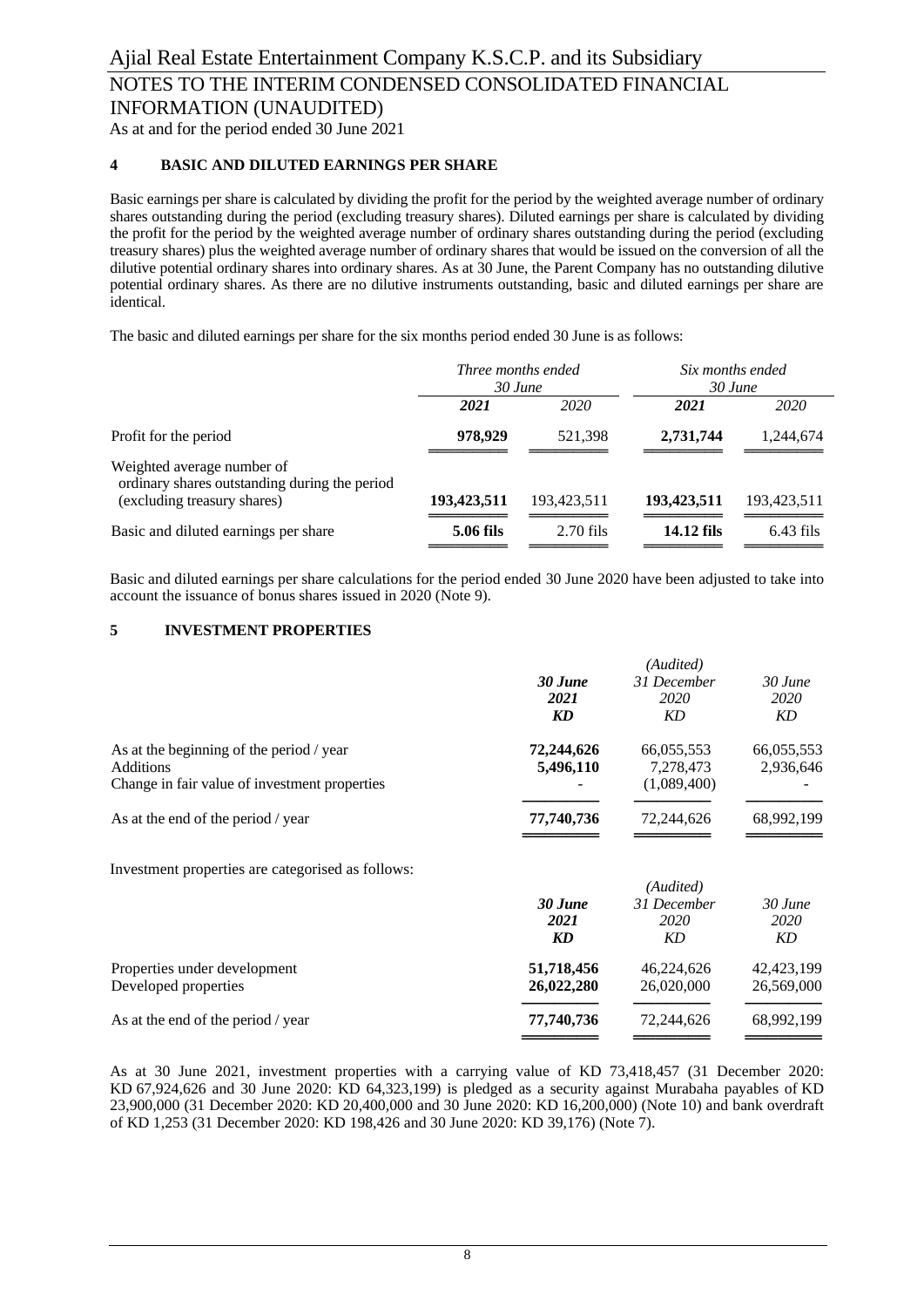## 4 BASIC AND DILUTED EARNINGS PER SHARE

Basic earnings per share is calculated by dividing the profit for the period by the weighted average number of ordinary shares outstanding during the period (excluding treasury shares). Diluted earnings per share is calculated by dividing the profit for the period by the weighted average number of ordinary shares outstanding during the period (excluding treasury shares) plus the weighted average number of ordinary shares that would be issued on the conversion of all the dilutive potential ordinary shares into ordinary shares. As at 30 June, the Parent Company has no outstanding dilutive potential ordinary shares. As there are no dilutive instruments outstanding, basic and diluted earnings per share are identical.

The basic and diluted earnings per share for the six months period ended 30 June is as follows:

| | *Three months ended 30 June* | | *Six months ended 30 June* | |
|---|---|---|---|---|
| | ***2021*** | *2020* | ***2021*** | *2020* |
| Profit for the period | **978,929** | 521,398 | **2,731,744** | 1,244,674 |
| Weighted average number of ordinary shares outstanding during the period (excluding treasury shares) | **193,423,511** | 193,423,511 | **193,423,511** | 193,423,511 |
| Basic and diluted earnings per share | **5.06 fils** | 2.70 fils | **14.12 fils** | 6.43 fils |

Basic and diluted earnings per share calculations for the period ended 30 June 2020 have been adjusted to take into account the issuance of bonus shares issued in 2020 (Note 9).

## 5 INVESTMENT PROPERTIES

| | ***30 June 2021 KD*** | *(Audited) 31 December 2020 KD* | *30 June 2020 KD* |
|---|---|---|---|
| As at the beginning of the period / year | **72,244,626** | 66,055,553 | 66,055,553 |
| Additions | **5,496,110** | 7,278,473 | 2,936,646 |
| Change in fair value of investment properties | - | (1,089,400) | - |
| As at the end of the period / year | **77,740,736** | 72,244,626 | 68,992,199 |

Investment properties are categorised as follows:

| | ***30 June 2021 KD*** | *(Audited) 31 December 2020 KD* | *30 June 2020 KD* |
|---|---|---|---|
| Properties under development | **51,718,456** | 46,224,626 | 42,423,199 |
| Developed properties | **26,022,280** | 26,020,000 | 26,569,000 |
| As at the end of the period / year | **77,740,736** | 72,244,626 | 68,992,199 |

As at 30 June 2021, investment properties with a carrying value of KD 73,418,457 (31 December 2020: KD 67,924,626 and 30 June 2020: KD 64,323,199) is pledged as a security against Murabaha payables of KD 23,900,000 (31 December 2020: KD 20,400,000 and 30 June 2020: KD 16,200,000) (Note 10) and bank overdraft of KD 1,253 (31 December 2020: KD 198,426 and 30 June 2020: KD 39,176) (Note 7).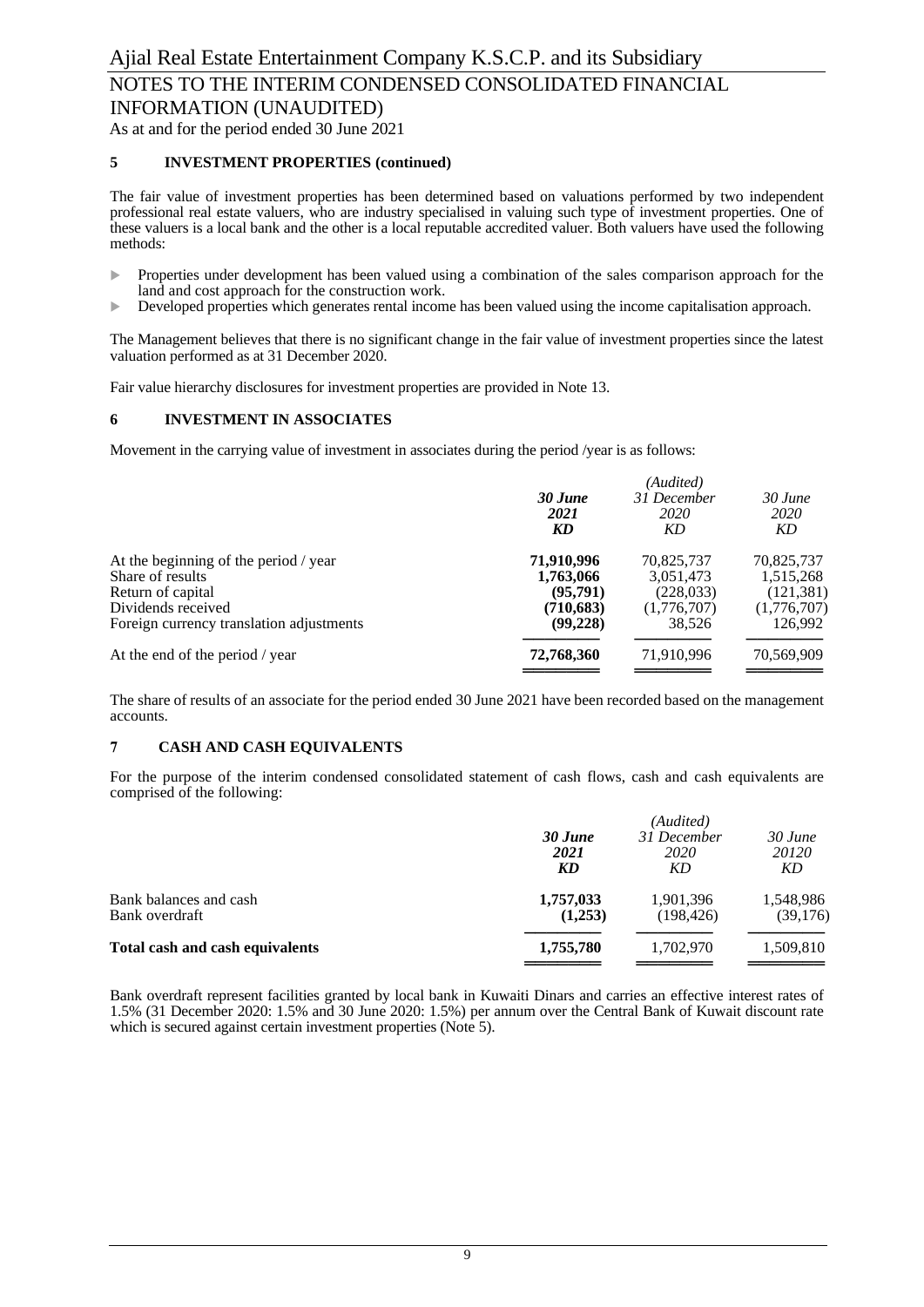## 5 INVESTMENT PROPERTIES (continued)

The fair value of investment properties has been determined based on valuations performed by two independent professional real estate valuers, who are industry specialised in valuing such type of investment properties. One of these valuers is a local bank and the other is a local reputable accredited valuer. Both valuers have used the following methods:

- Properties under development has been valued using a combination of the sales comparison approach for the land and cost approach for the construction work.
- Developed properties which generates rental income has been valued using the income capitalisation approach.

The Management believes that there is no significant change in the fair value of investment properties since the latest valuation performed as at 31 December 2020.

Fair value hierarchy disclosures for investment properties are provided in Note 13.

## 6 INVESTMENT IN ASSOCIATES

Movement in the carrying value of investment in associates during the period /year is as follows:

| | ***30 June 2021 KD*** | *(Audited) 31 December 2020 KD* | *30 June 2020 KD* |
|---|---|---|---|
| At the beginning of the period / year | **71,910,996** | 70,825,737 | 70,825,737 |
| Share of results | **1,763,066** | 3,051,473 | 1,515,268 |
| Return of capital | **(95,791)** | (228,033) | (121,381) |
| Dividends received | **(710,683)** | (1,776,707) | (1,776,707) |
| Foreign currency translation adjustments | **(99,228)** | 38,526 | 126,992 |
| At the end of the period / year | **72,768,360** | 71,910,996 | 70,569,909 |

The share of results of an associate for the period ended 30 June 2021 have been recorded based on the management accounts.

## 7 CASH AND CASH EQUIVALENTS

For the purpose of the interim condensed consolidated statement of cash flows, cash and cash equivalents are comprised of the following:

| | ***30 June 2021 KD*** | *(Audited) 31 December 2020 KD* | *30 June 20120 KD* |
|---|---|---|---|
| Bank balances and cash | **1,757,033** | 1,901,396 | 1,548,986 |
| Bank overdraft | **(1,253)** | (198,426) | (39,176) |
| **Total cash and cash equivalents** | **1,755,780** | 1,702,970 | 1,509,810 |

Bank overdraft represent facilities granted by local bank in Kuwaiti Dinars and carries an effective interest rates of 1.5% (31 December 2020: 1.5% and 30 June 2020: 1.5%) per annum over the Central Bank of Kuwait discount rate which is secured against certain investment properties (Note 5).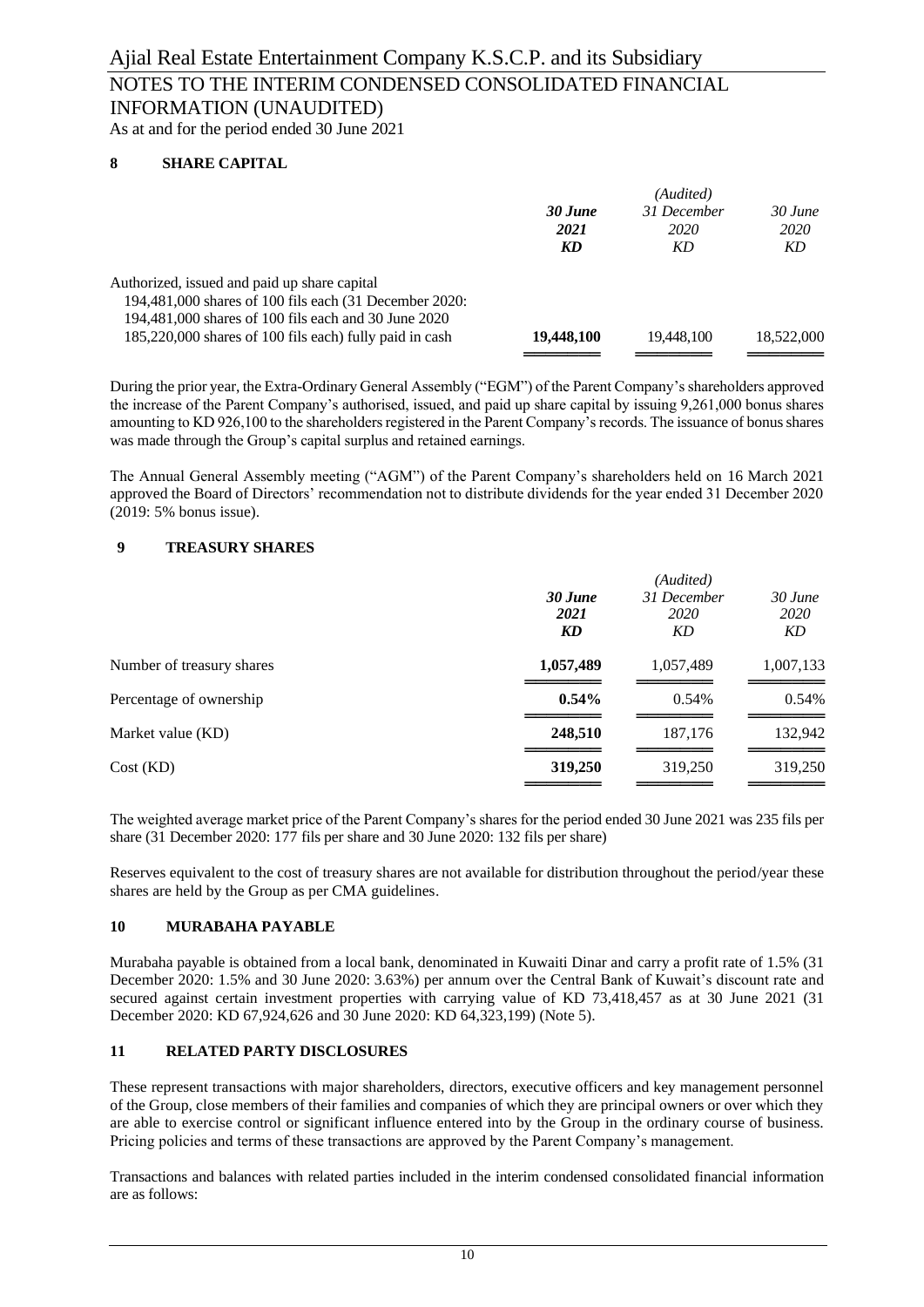## 8 SHARE CAPITAL

| | 30 June 2021 KD | (Audited) 31 December 2020 KD | 30 June 2020 KD |
|---|---|---|---|
| Authorized, issued and paid up share capital 194,481,000 shares of 100 fils each (31 December 2020: 194,481,000 shares of 100 fils each and 30 June 2020 185,220,000 shares of 100 fils each) fully paid in cash | **19,448,100** | 19,448,100 | 18,522,000 |

During the prior year, the Extra-Ordinary General Assembly ("EGM") of the Parent Company's shareholders approved the increase of the Parent Company's authorised, issued, and paid up share capital by issuing 9,261,000 bonus shares amounting to KD 926,100 to the shareholders registered in the Parent Company's records. The issuance of bonus shares was made through the Group's capital surplus and retained earnings.

The Annual General Assembly meeting ("AGM") of the Parent Company's shareholders held on 16 March 2021 approved the Board of Directors' recommendation not to distribute dividends for the year ended 31 December 2020 (2019: 5% bonus issue).

## 9 TREASURY SHARES

| | 30 June 2021 KD | (Audited) 31 December 2020 KD | 30 June 2020 KD |
|---|---|---|---|
| Number of treasury shares | **1,057,489** | 1,057,489 | 1,007,133 |
| Percentage of ownership | **0.54%** | 0.54% | 0.54% |
| Market value (KD) | **248,510** | 187,176 | 132,942 |
| Cost (KD) | **319,250** | 319,250 | 319,250 |

The weighted average market price of the Parent Company's shares for the period ended 30 June 2021 was 235 fils per share (31 December 2020: 177 fils per share and 30 June 2020: 132 fils per share)

Reserves equivalent to the cost of treasury shares are not available for distribution throughout the period/year these shares are held by the Group as per CMA guidelines.

## 10 MURABAHA PAYABLE

Murabaha payable is obtained from a local bank, denominated in Kuwaiti Dinar and carry a profit rate of 1.5% (31 December 2020: 1.5% and 30 June 2020: 3.63%) per annum over the Central Bank of Kuwait's discount rate and secured against certain investment properties with carrying value of KD 73,418,457 as at 30 June 2021 (31 December 2020: KD 67,924,626 and 30 June 2020: KD 64,323,199) (Note 5).

## 11 RELATED PARTY DISCLOSURES

These represent transactions with major shareholders, directors, executive officers and key management personnel of the Group, close members of their families and companies of which they are principal owners or over which they are able to exercise control or significant influence entered into by the Group in the ordinary course of business. Pricing policies and terms of these transactions are approved by the Parent Company's management.

Transactions and balances with related parties included in the interim condensed consolidated financial information are as follows: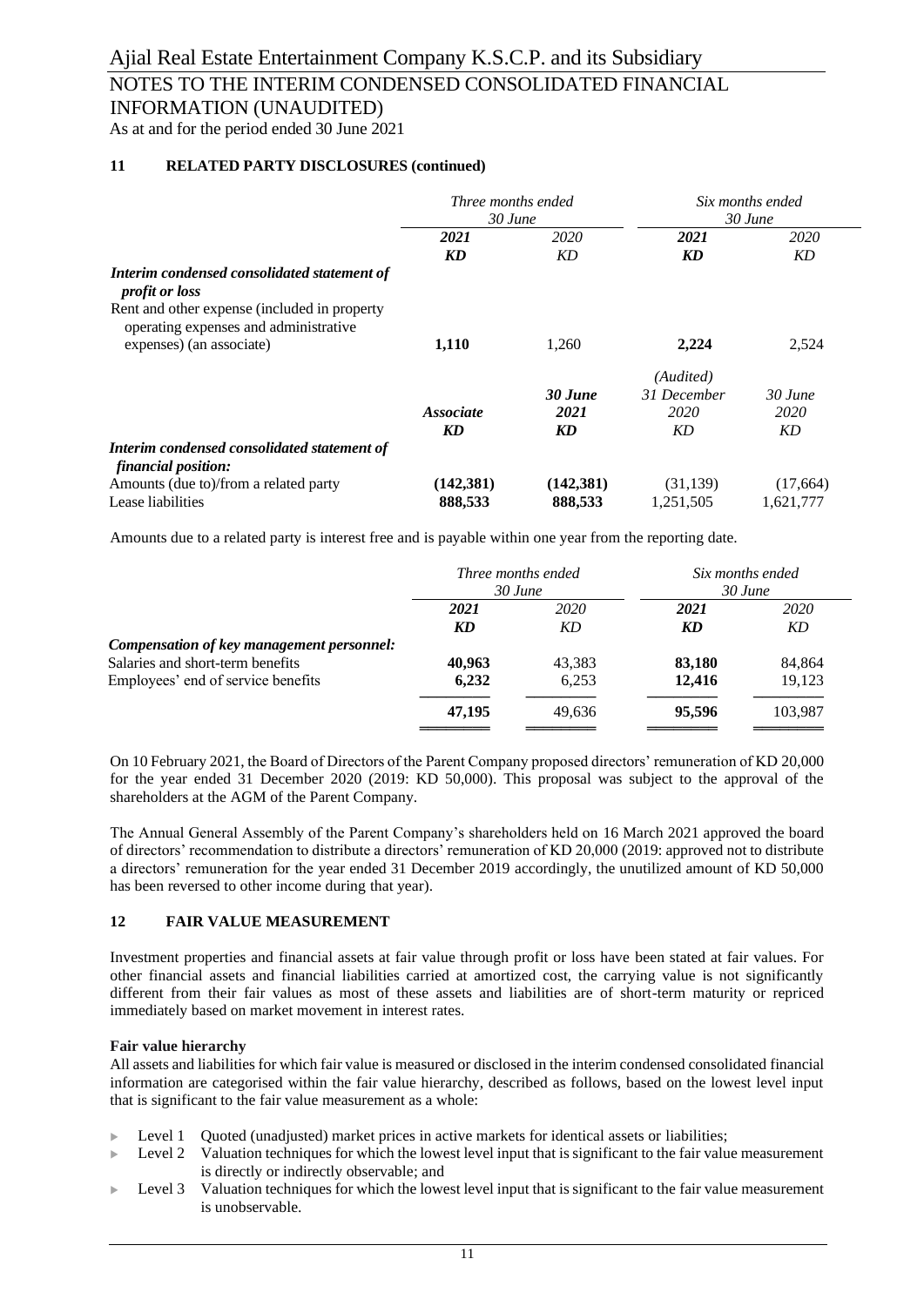## 11 RELATED PARTY DISCLOSURES (continued)

| | Three months ended 30 June | | Six months ended 30 June | |
|---|---|---|---|---|
| | **2021** | 2020 | **2021** | 2020 |
| | **KD** | KD | **KD** | KD |
| ***Interim condensed consolidated statement of profit or loss*** | | | | |
| Rent and other expense (included in property operating expenses and administrative expenses) (an associate) | **1,110** | 1,260 | **2,224** | 2,524 |

| | | | (Audited) | |
|---|---|---|---|---|
| | | **30 June** | 31 December | 30 June |
| | **Associate** | **2021** | 2020 | 2020 |
| | **KD** | **KD** | KD | KD |
| ***Interim condensed consolidated statement of financial position:*** | | | | |
| Amounts (due to)/from a related party | **(142,381)** | **(142,381)** | (31,139) | (17,664) |
| Lease liabilities | **888,533** | **888,533** | 1,251,505 | 1,621,777 |

Amounts due to a related party is interest free and is payable within one year from the reporting date.

| | Three months ended 30 June | | Six months ended 30 June | |
|---|---|---|---|---|
| | **2021** | 2020 | **2021** | 2020 |
| | **KD** | KD | **KD** | KD |
| ***Compensation of key management personnel:*** | | | | |
| Salaries and short-term benefits | **40,963** | 43,383 | **83,180** | 84,864 |
| Employees' end of service benefits | **6,232** | 6,253 | **12,416** | 19,123 |
| | **47,195** | 49,636 | **95,596** | 103,987 |

On 10 February 2021, the Board of Directors of the Parent Company proposed directors' remuneration of KD 20,000 for the year ended 31 December 2020 (2019: KD 50,000). This proposal was subject to the approval of the shareholders at the AGM of the Parent Company.

The Annual General Assembly of the Parent Company's shareholders held on 16 March 2021 approved the board of directors' recommendation to distribute a directors' remuneration of KD 20,000 (2019: approved not to distribute a directors' remuneration for the year ended 31 December 2019 accordingly, the unutilized amount of KD 50,000 has been reversed to other income during that year).

## 12 FAIR VALUE MEASUREMENT

Investment properties and financial assets at fair value through profit or loss have been stated at fair values. For other financial assets and financial liabilities carried at amortized cost, the carrying value is not significantly different from their fair values as most of these assets and liabilities are of short-term maturity or repriced immediately based on market movement in interest rates.

**Fair value hierarchy**

All assets and liabilities for which fair value is measured or disclosed in the interim condensed consolidated financial information are categorised within the fair value hierarchy, described as follows, based on the lowest level input that is significant to the fair value measurement as a whole:

- Level 1 Quoted (unadjusted) market prices in active markets for identical assets or liabilities;
- Level 2 Valuation techniques for which the lowest level input that is significant to the fair value measurement is directly or indirectly observable; and
- Level 3 Valuation techniques for which the lowest level input that is significant to the fair value measurement is unobservable.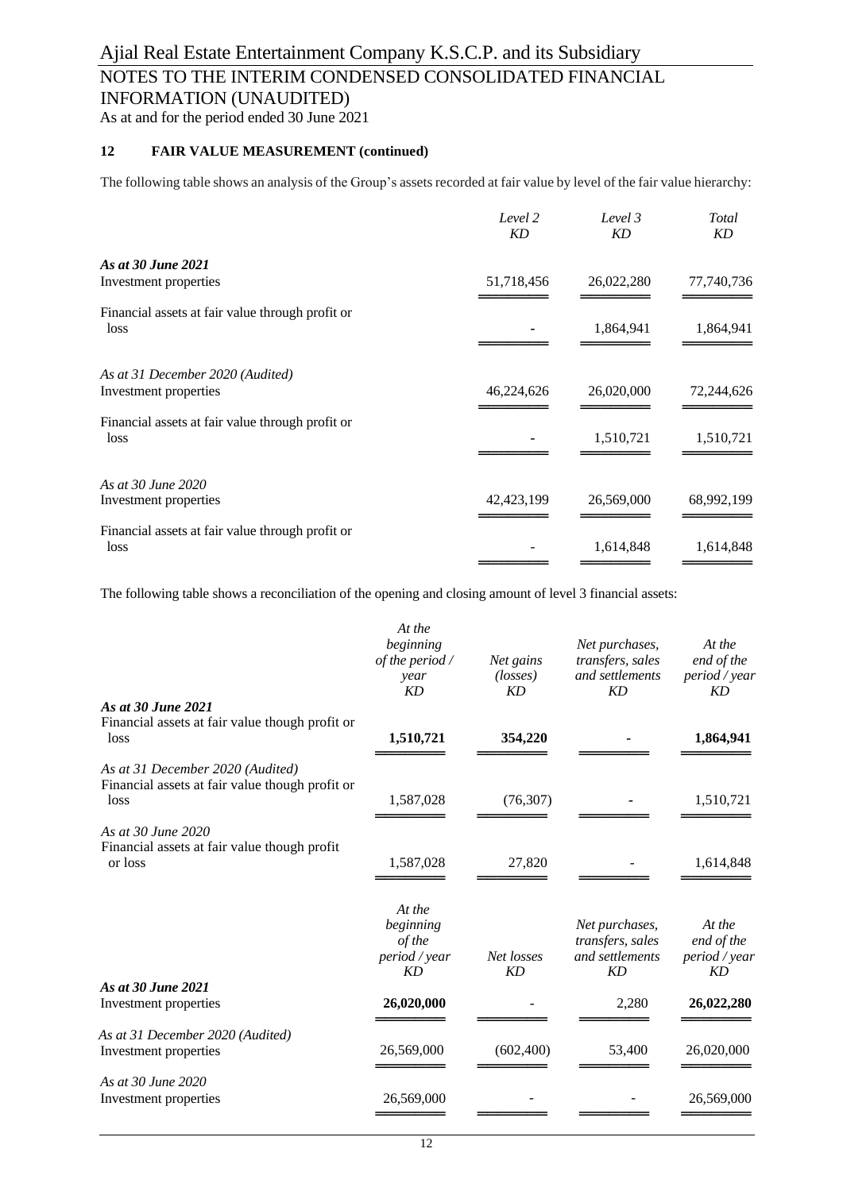## 12 FAIR VALUE MEASUREMENT (continued)

The following table shows an analysis of the Group's assets recorded at fair value by level of the fair value hierarchy:

| | *Level 2* *KD* | *Level 3* *KD* | *Total* *KD* |
|---|---|---|---|
| ***As at 30 June 2021*** | | | |
| Investment properties | 51,718,456 | 26,022,280 | 77,740,736 |
| Financial assets at fair value through profit or loss | - | 1,864,941 | 1,864,941 |
| *As at 31 December 2020 (Audited)* | | | |
| Investment properties | 46,224,626 | 26,020,000 | 72,244,626 |
| Financial assets at fair value through profit or loss | - | 1,510,721 | 1,510,721 |
| *As at 30 June 2020* | | | |
| Investment properties | 42,423,199 | 26,569,000 | 68,992,199 |
| Financial assets at fair value through profit or loss | - | 1,614,848 | 1,614,848 |

The following table shows a reconciliation of the opening and closing amount of level 3 financial assets:

| | *At the beginning of the period / year* *KD* | *Net gains (losses)* *KD* | *Net purchases, transfers, sales and settlements* *KD* | *At the end of the period / year* *KD* |
|---|---|---|---|---|
| ***As at 30 June 2021*** | | | | |
| Financial assets at fair value though profit or loss | **1,510,721** | **354,220** | **-** | **1,864,941** |
| *As at 31 December 2020 (Audited)* | | | | |
| Financial assets at fair value though profit or loss | 1,587,028 | (76,307) | - | 1,510,721 |
| *As at 30 June 2020* | | | | |
| Financial assets at fair value though profit or loss | 1,587,028 | 27,820 | - | 1,614,848 |

| | *At the beginning of the period / year* *KD* | *Net losses* *KD* | *Net purchases, transfers, sales and settlements* *KD* | *At the end of the period / year* *KD* |
|---|---|---|---|---|
| ***As at 30 June 2021*** | | | | |
| Investment properties | **26,020,000** | - | 2,280 | **26,022,280** |
| *As at 31 December 2020 (Audited)* | | | | |
| Investment properties | 26,569,000 | (602,400) | 53,400 | 26,020,000 |
| *As at 30 June 2020* | | | | |
| Investment properties | 26,569,000 | - | - | 26,569,000 |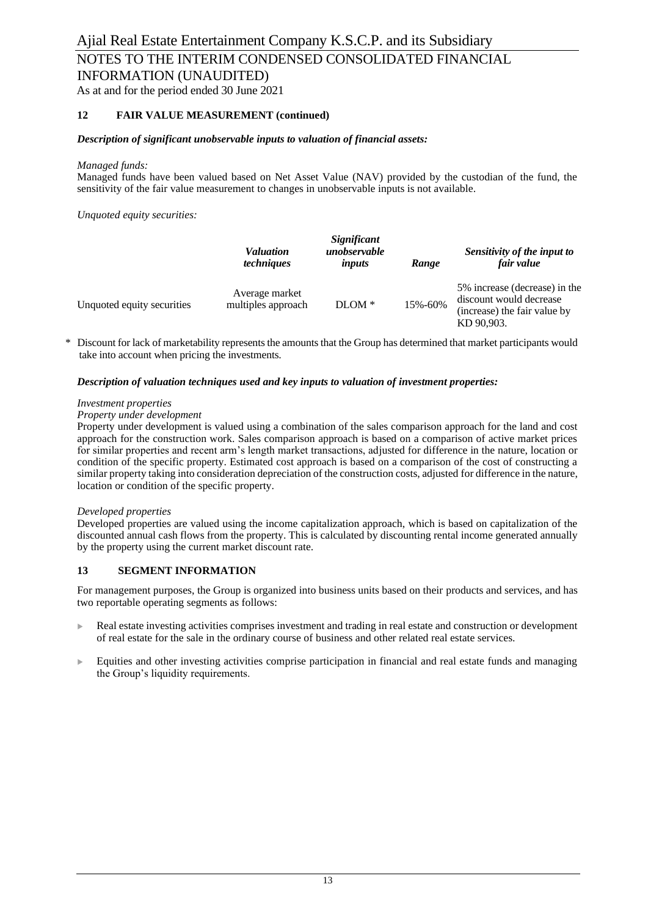## 12 FAIR VALUE MEASUREMENT (continued)

***Description of significant unobservable inputs to valuation of financial assets:***

*Managed funds:*
Managed funds have been valued based on Net Asset Value (NAV) provided by the custodian of the fund, the sensitivity of the fair value measurement to changes in unobservable inputs is not available.

*Unquoted equity securities:*

| | *Valuation techniques* | *Significant unobservable inputs* | *Range* | *Sensitivity of the input to fair value* |
|---|---|---|---|---|
| Unquoted equity securities | Average market multiples approach | DLOM * | 15%-60% | 5% increase (decrease) in the discount would decrease (increase) the fair value by KD 90,903. |

\* Discount for lack of marketability represents the amounts that the Group has determined that market participants would take into account when pricing the investments.

***Description of valuation techniques used and key inputs to valuation of investment properties:***

*Investment properties*
*Property under development*
Property under development is valued using a combination of the sales comparison approach for the land and cost approach for the construction work. Sales comparison approach is based on a comparison of active market prices for similar properties and recent arm's length market transactions, adjusted for difference in the nature, location or condition of the specific property. Estimated cost approach is based on a comparison of the cost of constructing a similar property taking into consideration depreciation of the construction costs, adjusted for difference in the nature, location or condition of the specific property.

*Developed properties*
Developed properties are valued using the income capitalization approach, which is based on capitalization of the discounted annual cash flows from the property. This is calculated by discounting rental income generated annually by the property using the current market discount rate.

## 13 SEGMENT INFORMATION

For management purposes, the Group is organized into business units based on their products and services, and has two reportable operating segments as follows:

- Real estate investing activities comprises investment and trading in real estate and construction or development of real estate for the sale in the ordinary course of business and other related real estate services.
- Equities and other investing activities comprise participation in financial and real estate funds and managing the Group's liquidity requirements.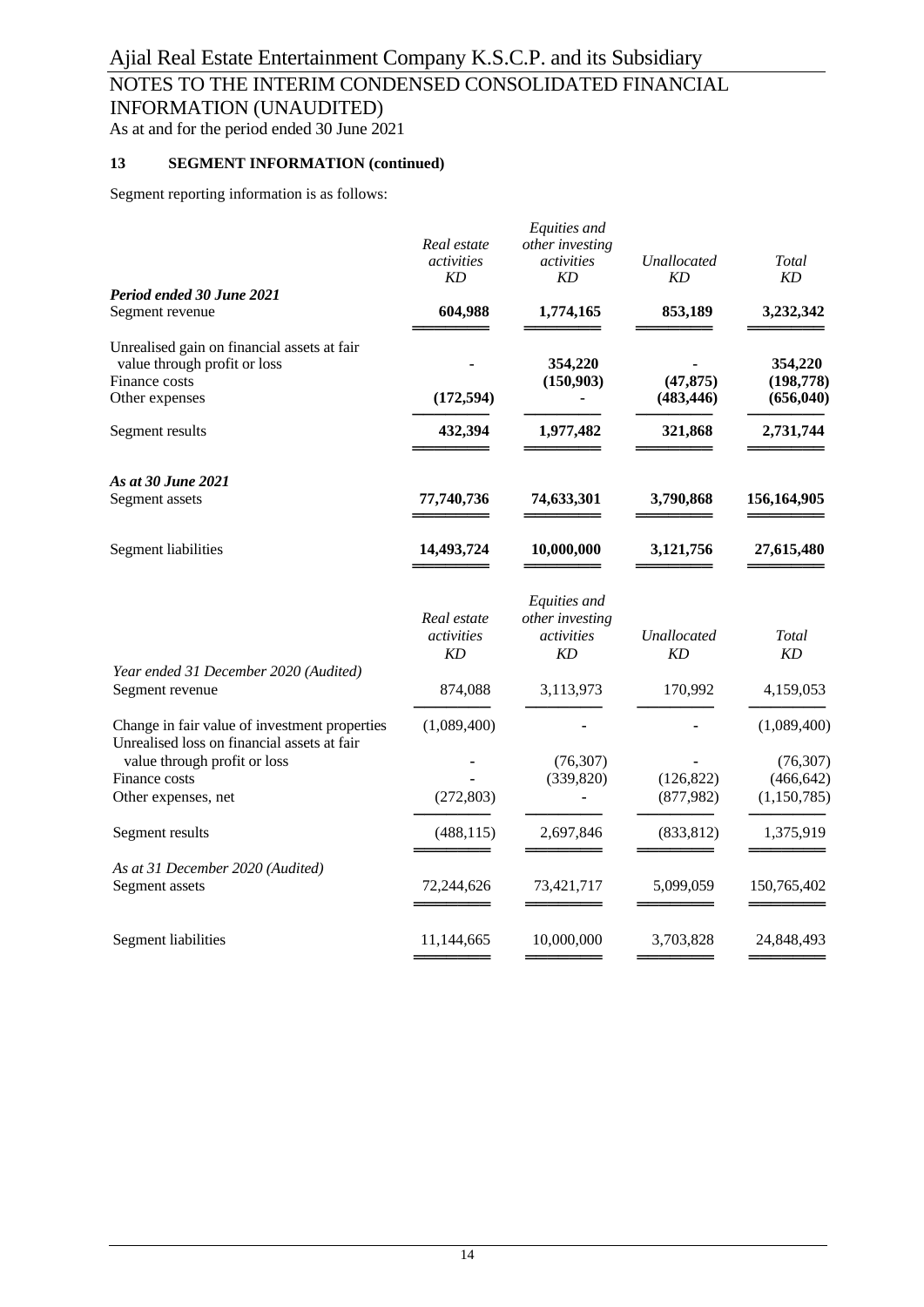# Ajial Real Estate Entertainment Company K.S.C.P. and its Subsidiary

## NOTES TO THE INTERIM CONDENSED CONSOLIDATED FINANCIAL INFORMATION (UNAUDITED)

As at and for the period ended 30 June 2021

### 13 SEGMENT INFORMATION (continued)

Segment reporting information is as follows:

| | *Real estate activities KD* | *Equities and other investing activities KD* | *Unallocated KD* | *Total KD* |
|---|---|---|---|---|
| ***Period ended 30 June 2021*** | | | | |
| Segment revenue | **604,988** | **1,774,165** | **853,189** | **3,232,342** |
| Unrealised gain on financial assets at fair value through profit or loss | **-** | **354,220** | **-** | **354,220** |
| Finance costs | | **(150,903)** | **(47,875)** | **(198,778)** |
| Other expenses | **(172,594)** | **-** | **(483,446)** | **(656,040)** |
| Segment results | **432,394** | **1,977,482** | **321,868** | **2,731,744** |
| ***As at 30 June 2021*** | | | | |
| Segment assets | **77,740,736** | **74,633,301** | **3,790,868** | **156,164,905** |
| Segment liabilities | **14,493,724** | **10,000,000** | **3,121,756** | **27,615,480** |

| | *Real estate activities KD* | *Equities and other investing activities KD* | *Unallocated KD* | *Total KD* |
|---|---|---|---|---|
| *Year ended 31 December 2020 (Audited)* | | | | |
| Segment revenue | 874,088 | 3,113,973 | 170,992 | 4,159,053 |
| Change in fair value of investment properties | (1,089,400) | - | - | (1,089,400) |
| Unrealised loss on financial assets at fair value through profit or loss | - | (76,307) | - | (76,307) |
| Finance costs | - | (339,820) | (126,822) | (466,642) |
| Other expenses, net | (272,803) | - | (877,982) | (1,150,785) |
| Segment results | (488,115) | 2,697,846 | (833,812) | 1,375,919 |
| *As at 31 December 2020 (Audited)* | | | | |
| Segment assets | 72,244,626 | 73,421,717 | 5,099,059 | 150,765,402 |
| Segment liabilities | 11,144,665 | 10,000,000 | 3,703,828 | 24,848,493 |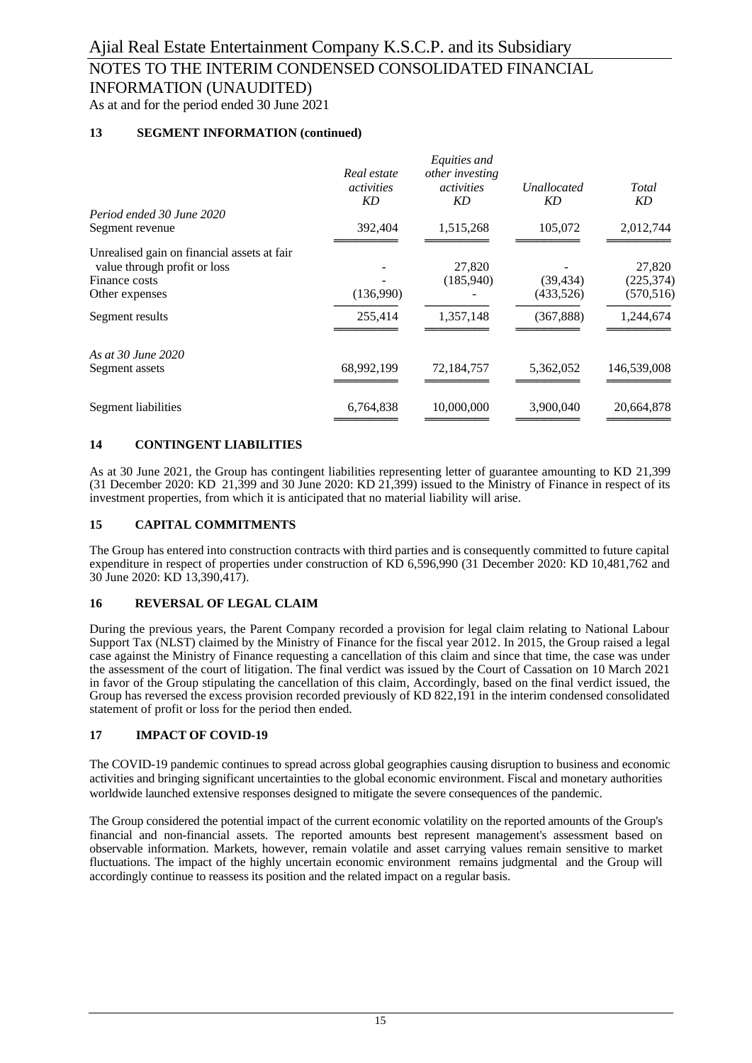## 13 SEGMENT INFORMATION (continued)

| | *Real estate activities* | *Equities and other investing activities* | *Unallocated* | *Total* |
|---|---|---|---|---|
| | *KD* | *KD* | *KD* | *KD* |
| *Period ended 30 June 2020* | | | | |
| Segment revenue | 392,404 | 1,515,268 | 105,072 | 2,012,744 |
| Unrealised gain on financial assets at fair value through profit or loss | - | 27,820 | - | 27,820 |
| Finance costs | - | (185,940) | (39,434) | (225,374) |
| Other expenses | (136,990) | - | (433,526) | (570,516) |
| Segment results | 255,414 | 1,357,148 | (367,888) | 1,244,674 |
| *As at 30 June 2020* | | | | |
| Segment assets | 68,992,199 | 72,184,757 | 5,362,052 | 146,539,008 |
| Segment liabilities | 6,764,838 | 10,000,000 | 3,900,040 | 20,664,878 |

## 14 CONTINGENT LIABILITIES

As at 30 June 2021, the Group has contingent liabilities representing letter of guarantee amounting to KD 21,399 (31 December 2020: KD 21,399 and 30 June 2020: KD 21,399) issued to the Ministry of Finance in respect of its investment properties, from which it is anticipated that no material liability will arise.

## 15 CAPITAL COMMITMENTS

The Group has entered into construction contracts with third parties and is consequently committed to future capital expenditure in respect of properties under construction of KD 6,596,990 (31 December 2020: KD 10,481,762 and 30 June 2020: KD 13,390,417).

## 16 REVERSAL OF LEGAL CLAIM

During the previous years, the Parent Company recorded a provision for legal claim relating to National Labour Support Tax (NLST) claimed by the Ministry of Finance for the fiscal year 2012. In 2015, the Group raised a legal case against the Ministry of Finance requesting a cancellation of this claim and since that time, the case was under the assessment of the court of litigation. The final verdict was issued by the Court of Cassation on 10 March 2021 in favor of the Group stipulating the cancellation of this claim, Accordingly, based on the final verdict issued, the Group has reversed the excess provision recorded previously of KD 822,191 in the interim condensed consolidated statement of profit or loss for the period then ended.

## 17 IMPACT OF COVID-19

The COVID-19 pandemic continues to spread across global geographies causing disruption to business and economic activities and bringing significant uncertainties to the global economic environment. Fiscal and monetary authorities worldwide launched extensive responses designed to mitigate the severe consequences of the pandemic.

The Group considered the potential impact of the current economic volatility on the reported amounts of the Group's financial and non-financial assets. The reported amounts best represent management's assessment based on observable information. Markets, however, remain volatile and asset carrying values remain sensitive to market fluctuations. The impact of the highly uncertain economic environment remains judgmental and the Group will accordingly continue to reassess its position and the related impact on a regular basis.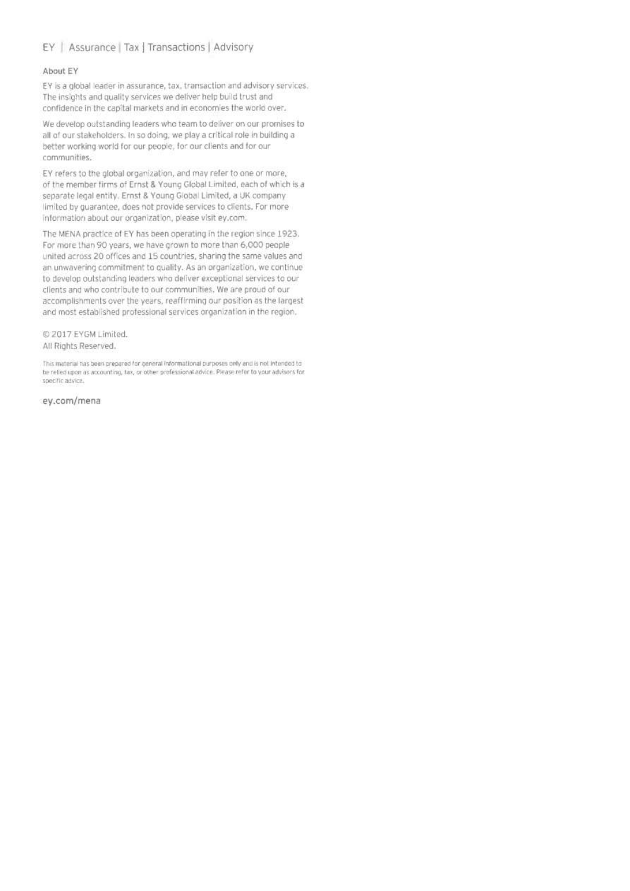EY | Assurance | Tax | Transactions | Advisory

## About EY

EY is a global leader in assurance, tax, transaction and advisory services. The insights and quality services we deliver help build trust and confidence in the capital markets and in economies the world over.

We develop outstanding leaders who team to deliver on our promises to all of our stakeholders. In so doing, we play a critical role in building a better working world for our people, for our clients and for our communities.

EY refers to the global organization, and may refer to one or more, of the member firms of Ernst & Young Global Limited, each of which is a separate legal entity. Ernst & Young Global Limited, a UK company limited by guarantee, does not provide services to clients. For more information about our organization, please visit ey.com.

The MENA practice of EY has been operating in the region since 1923. For more than 90 years, we have grown to more than 6,000 people united across 20 offices and 15 countries, sharing the same values and an unwavering commitment to quality. As an organization, we continue to develop outstanding leaders who deliver exceptional services to our clients and who contribute to our communities. We are proud of our accomplishments over the years, reaffirming our position as the largest and most established professional services organization in the region.

© 2017 EYGM Limited.
All Rights Reserved.

This material has been prepared for general informational purposes only and is not intended to be relied upon as accounting, tax, or other professional advice. Please refer to your advisors for specific advice.

ey.com/mena